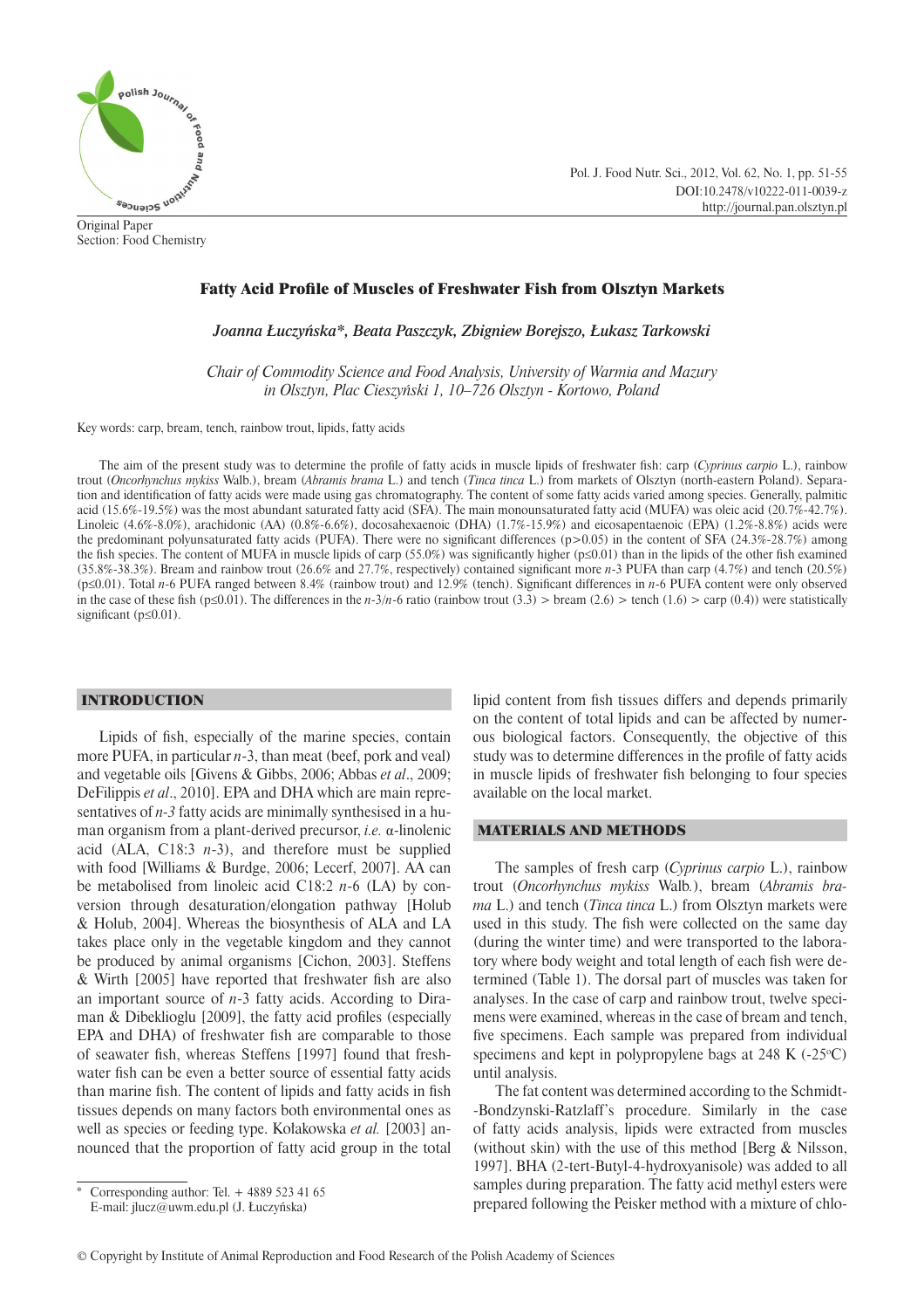Original Paper
Section: Food Chemistry

# Fatty Acid Profile of Muscles of Freshwater Fish from Olsztyn Markets

*Joanna Łuczyńska\*, Beata Paszczyk, Zbigniew Borejszo, Łukasz Tarkowski*

*Chair of Commodity Science and Food Analysis, University of Warmia and Mazury in Olsztyn, Plac Cieszyński 1, 10–726 Olsztyn - Kortowo, Poland*

Key words: carp, bream, tench, rainbow trout, lipids, fatty acids

The aim of the present study was to determine the profile of fatty acids in muscle lipids of freshwater fish: carp (*Cyprinus carpio* L.), rainbow trout (*Oncorhynchus mykiss* Walb.), bream (*Abramis brama* L.) and tench (*Tinca tinca* L.) from markets of Olsztyn (north-eastern Poland). Separation and identification of fatty acids were made using gas chromatography. The content of some fatty acids varied among species. Generally, palmitic acid (15.6%-19.5%) was the most abundant saturated fatty acid (SFA). The main monounsaturated fatty acid (MUFA) was oleic acid (20.7%-42.7%). Linoleic (4.6%-8.0%), arachidonic (AA) (0.8%-6.6%), docosahexaenoic (DHA) (1.7%-15.9%) and eicosapentaenoic (EPA) (1.2%-8.8%) acids were the predominant polyunsaturated fatty acids (PUFA). There were no significant differences ($p>0.05$) in the content of SFA (24.3%-28.7%) among the fish species. The content of MUFA in muscle lipids of carp (55.0%) was significantly higher ($p\leq0.01$) than in the lipids of the other fish examined (35.8%-38.3%). Bream and rainbow trout (26.6% and 27.7%, respectively) contained significant more *n*-3 PUFA than carp (4.7%) and tench (20.5%) ($p\leq0.01$). Total *n*-6 PUFA ranged between 8.4% (rainbow trout) and 12.9% (tench). Significant differences in *n*-6 PUFA content were only observed in the case of these fish ($p\leq0.01$). The differences in the *n*-3/*n*-6 ratio (rainbow trout (3.3) > bream (2.6) > tench (1.6) > carp (0.4)) were statistically significant ($p\leq0.01$).

## INTRODUCTION

Lipids of fish, especially of the marine species, contain more PUFA, in particular *n*-3, than meat (beef, pork and veal) and vegetable oils [Givens & Gibbs, 2006; Abbas *et al*., 2009; DeFilippis *et al*., 2010]. EPA and DHA which are main representatives of *n-3* fatty acids are minimally synthesised in a human organism from a plant-derived precursor, *i.e.* α-linolenic acid (ALA, C18:3 *n*-3), and therefore must be supplied with food [Williams & Burdge, 2006; Lecerf, 2007]. AA can be metabolised from linoleic acid C18:2 *n*-6 (LA) by conversion through desaturation/elongation pathway [Holub & Holub, 2004]. Whereas the biosynthesis of ALA and LA takes place only in the vegetable kingdom and they cannot be produced by animal organisms [Cichon, 2003]. Steffens & Wirth [2005] have reported that freshwater fish are also an important source of *n*-3 fatty acids. According to Diraman & Dibeklioglu [2009], the fatty acid profiles (especially EPA and DHA) of freshwater fish are comparable to those of seawater fish, whereas Steffens [1997] found that freshwater fish can be even a better source of essential fatty acids than marine fish. The content of lipids and fatty acids in fish tissues depends on many factors both environmental ones as well as species or feeding type. Kołakowska *et al.* [2003] announced that the proportion of fatty acid group in the total lipid content from fish tissues differs and depends primarily on the content of total lipids and can be affected by numerous biological factors. Consequently, the objective of this study was to determine differences in the profile of fatty acids in muscle lipids of freshwater fish belonging to four species available on the local market.

## MATERIALS AND METHODS

The samples of fresh carp (*Cyprinus carpio* L.), rainbow trout (*Oncorhynchus mykiss* Walb.), bream (*Abramis brama* L.) and tench (*Tinca tinca* L.) from Olsztyn markets were used in this study. The fish were collected on the same day (during the winter time) and were transported to the laboratory where body weight and total length of each fish were determined (Table 1). The dorsal part of muscles was taken for analyses. In the case of carp and rainbow trout, twelve specimens were examined, whereas in the case of bream and tench, five specimens. Each sample was prepared from individual specimens and kept in polypropylene bags at 248 K (-25°C) until analysis.

The fat content was determined according to the Schmidt-Bondzynski-Ratzlaff's procedure. Similarly in the case of fatty acids analysis, lipids were extracted from muscles (without skin) with the use of this method [Berg & Nilsson, 1997]. BHA (2-tert-Butyl-4-hydroxyanisole) was added to all samples during preparation. The fatty acid methyl esters were prepared following the Peisker method with a mixture of chlo-

\* Corresponding author: Tel. + 4889 523 41 65
E-mail: jlucz@uwm.edu.pl (J. Łuczyńska)

© Copyright by Institute of Animal Reproduction and Food Research of the Polish Academy of Sciences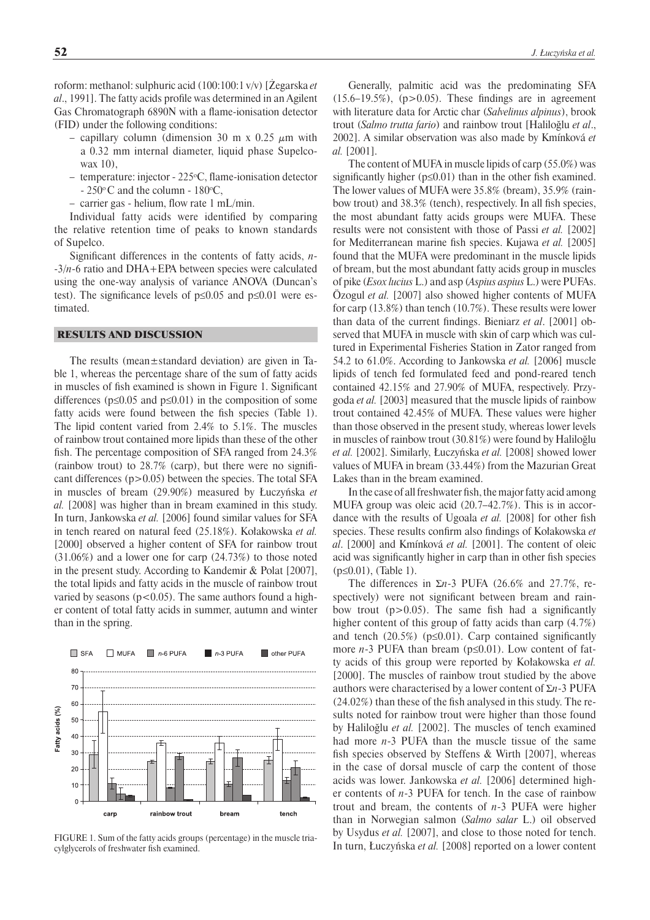roform: methanol: sulphuric acid (100:100:1 v/v) [Żegarska *et al*., 1991]. The fatty acids profile was determined in an Agilent Gas Chromatograph 6890N with a flame-ionisation detector (FID) under the following conditions:

- capillary column (dimension 30 m x 0.25 $\mu$m with a 0.32 mm internal diameter, liquid phase Supelcowax 10),
- temperature: injector - 225°C, flame-ionisation detector - 250°C and the column - 180°C,
- carrier gas - helium, flow rate 1 mL/min.

Individual fatty acids were identified by comparing the relative retention time of peaks to known standards of Supelco.

Significant differences in the contents of fatty acids, *n*-3/*n*-6 ratio and DHA+EPA between species were calculated using the one-way analysis of variance ANOVA (Duncan's test). The significance levels of $p \leq 0.05$ and $p \leq 0.01$ were estimated.

## RESULTS AND DISCUSSION

The results (mean±standard deviation) are given in Table 1, whereas the percentage share of the sum of fatty acids in muscles of fish examined is shown in Figure 1. Significant differences ($p \leq 0.05$ and $p \leq 0.01$) in the composition of some fatty acids were found between the fish species (Table 1). The lipid content varied from 2.4% to 5.1%. The muscles of rainbow trout contained more lipids than these of the other fish. The percentage composition of SFA ranged from 24.3% (rainbow trout) to 28.7% (carp), but there were no significant differences ($p > 0.05$) between the species. The total SFA in muscles of bream (29.90%) measured by Łuczyńska *et al.* [2008] was higher than in bream examined in this study. In turn, Jankowska *et al.* [2006] found similar values for SFA in tench reared on natural feed (25.18%). Kołakowska *et al.* [2000] observed a higher content of SFA for rainbow trout (31.06%) and a lower one for carp (24.73%) to those noted in the present study. According to Kandemir & Polat [2007], the total lipids and fatty acids in the muscle of rainbow trout varied by seasons ($p < 0.05$). The same authors found a higher content of total fatty acids in summer, autumn and winter than in the spring.

FIGURE 1. Sum of the fatty acids groups (percentage) in the muscle triacylglycerols of freshwater fish examined.

Generally, palmitic acid was the predominating SFA (15.6–19.5%), ($p > 0.05$). These findings are in agreement with literature data for Arctic char (*Salvelinus alpinus*), brook trout (*Salmo trutta fario*) and rainbow trout [Haliloğlu *et al*., 2002]. A similar observation was also made by Kmínková *et al.* [2001].

The content of MUFA in muscle lipids of carp (55.0%) was significantly higher ($p \leq 0.01$) than in the other fish examined. The lower values of MUFA were 35.8% (bream), 35.9% (rainbow trout) and 38.3% (tench), respectively. In all fish species, the most abundant fatty acids groups were MUFA. These results were not consistent with those of Passi *et al.* [2002] for Mediterranean marine fish species. Kujawa *et al.* [2005] found that the MUFA were predominant in the muscle lipids of bream, but the most abundant fatty acids group in muscles of pike (*Esox lucius* L.) and asp (*Aspius aspius* L.) were PUFAs. Özogul *et al.* [2007] also showed higher contents of MUFA for carp (13.8%) than tench (10.7%). These results were lower than data of the current findings. Bieniarz *et al*. [2001] observed that MUFA in muscle with skin of carp which was cultured in Experimental Fisheries Station in Zator ranged from 54.2 to 61.0%. According to Jankowska *et al.* [2006] muscle lipids of tench fed formulated feed and pond-reared tench contained 42.15% and 27.90% of MUFA, respectively. Przygoda *et al.* [2003] measured that the muscle lipids of rainbow trout contained 42.45% of MUFA. These values were higher than those observed in the present study, whereas lower levels in muscles of rainbow trout (30.81%) were found by Haliloğlu *et al.* [2002]. Similarly, Łuczyńska *et al.* [2008] showed lower values of MUFA in bream (33.44%) from the Mazurian Great Lakes than in the bream examined.

In the case of all freshwater fish, the major fatty acid among MUFA group was oleic acid (20.7–42.7%). This is in accordance with the results of Ugoala *et al.* [2008] for other fish species. These results confirm also findings of Kołakowska *et al*. [2000] and Kmínková *et al.* [2001]. The content of oleic acid was significantly higher in carp than in other fish species ($p \leq 0.01$), (Table 1).

The differences in Σ*n*-3 PUFA (26.6% and 27.7%, respectively) were not significant between bream and rainbow trout ($p > 0.05$). The same fish had a significantly higher content of this group of fatty acids than carp (4.7%) and tench (20.5%) ($p \leq 0.01$). Carp contained significantly more *n*-3 PUFA than bream ($p \leq 0.01$). Low content of fatty acids of this group were reported by Kołakowska *et al.* [2000]. The muscles of rainbow trout studied by the above authors were characterised by a lower content of Σ*n*-3 PUFA (24.02%) than these of the fish analysed in this study. The results noted for rainbow trout were higher than those found by Haliloğlu *et al.* [2002]. The muscles of tench examined had more *n*-3 PUFA than the muscle tissue of the same fish species observed by Steffens & Wirth [2007], whereas in the case of dorsal muscle of carp the content of those acids was lower. Jankowska *et al.* [2006] determined higher contents of *n*-3 PUFA for tench. In the case of rainbow trout and bream, the contents of *n*-3 PUFA were higher than in Norwegian salmon (*Salmo salar* L.) oil observed by Usydus *et al.* [2007], and close to those noted for tench. In turn, Łuczyńska *et al.* [2008] reported on a lower content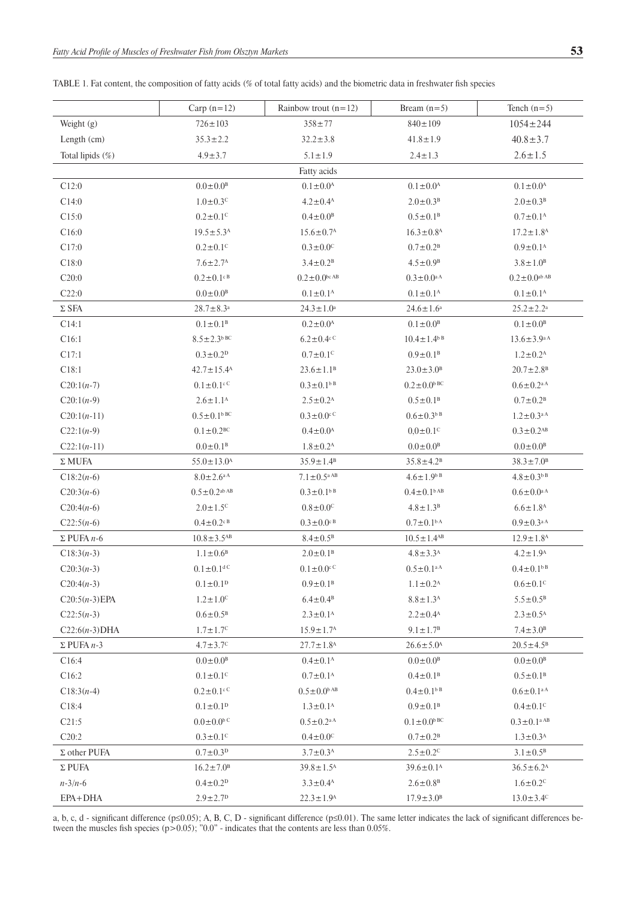TABLE 1. Fat content, the composition of fatty acids (% of total fatty acids) and the biometric data in freshwater fish species

| | Carp (n=12) | Rainbow trout (n=12) | Bream (n=5) | Tench (n=5) |
|---|---|---|---|---|
| Weight (g) | 726±103 | 358±77 | 840±109 | 1054±244 |
| Length (cm) | 35.3±2.2 | 32.2±3.8 | 41.8±1.9 | 40.8±3.7 |
| Total lipids (%) | 4.9±3.7 | 5.1±1.9 | 2.4±1.3 | 2.6±1.5 |
| Fatty acids | | | | |
| C12:0 | 0.0±0.0^B | 0.1±0.0^A | 0.1±0.0^A | 0.1±0.0^A |
| C14:0 | 1.0±0.3^C | 4.2±0.4^A | 2.0±0.3^B | 2.0±0.3^B |
| C15:0 | 0.2±0.1^C | 0.4±0.0^B | 0.5±0.1^B | 0.7±0.1^A |
| C16:0 | 19.5±5.3^A | 15.6±0.7^A | 16.3±0.8^A | 17.2±1.8^A |
| C17:0 | 0.2±0.1^C | 0.3±0.0^C | 0.7±0.2^B | 0.9±0.1^A |
| C18:0 | 7.6±2.7^A | 3.4±0.2^B | 4.5±0.9^B | 3.8±1.0^B |
| C20:0 | 0.2±0.1^c B | 0.2±0.0^bc AB | 0.3±0.0^a A | 0.2±0.0^ab AB |
| C22:0 | 0.0±0.0^B | 0.1±0.1^A | 0.1±0.1^A | 0.1±0.1^A |
| Σ SFA | 28.7±8.3^a | 24.3±1.0^a | 24.6±1.6^a | 25.2±2.2^a |
| C14:1 | 0.1±0.1^B | 0.2±0.0^A | 0.1±0.0^B | 0.1±0.0^B |
| C16:1 | 8.5±2.3^b BC | 6.2±0.4^c C | 10.4±1.4^b B | 13.6±3.9^a A |
| C17:1 | 0.3±0.2^D | 0.7±0.1^C | 0.9±0.1^B | 1.2±0.2^A |
| C18:1 | 42.7±15.4^A | 23.6±1.1^B | 23.0±3.0^B | 20.7±2.8^B |
| C20:1(*n*-7) | 0.1±0.1^c C | 0.3±0.1^b B | 0.2±0.0^b BC | 0.6±0.2^a A |
| C20:1(*n*-9) | 2.6±1.1^A | 2.5±0.2^A | 0.5±0.1^B | 0.7±0.2^B |
| C20:1(*n*-11) | 0.5±0.1^b BC | 0.3±0.0^c C | 0.6±0.3^b B | 1.2±0.3^a A |
| C22:1(*n*-9) | 0.1±0.2^BC | 0.4±0.0^A | 0.0±0.1^C | 0.3±0.2^AB |
| C22:1(*n*-11) | 0.0±0.1^B | 1.8±0.2^A | 0.0±0.0^B | 0.0±0.0^B |
| Σ MUFA | 55.0±13.0^A | 35.9±1.4^B | 35.8±4.2^B | 38.3±7.0^B |
| C18:2(*n*-6) | 8.0±2.6^a A | 7.1±0.5^a AB | 4.6±1.9^b B | 4.8±0.3^b B |
| C20:3(*n*-6) | 0.5±0.2^ab AB | 0.3±0.1^b B | 0.4±0.1^b AB | 0.6±0.0^a A |
| C20:4(*n*-6) | 2.0±1.5^C | 0.8±0.0^C | 4.8±1.3^B | 6.6±1.8^A |
| C22:5(*n*-6) | 0.4±0.2^c B | 0.3±0.0^c B | 0.7±0.1^b A | 0.9±0.3^a A |
| Σ PUFA *n*-6 | 10.8±3.5^AB | 8.4±0.5^B | 10.5±1.4^AB | 12.9±1.8^A |
| C18:3(*n*-3) | 1.1±0.6^B | 2.0±0.1^B | 4.8±3.3^A | 4.2±1.9^A |
| C20:3(*n*-3) | 0.1±0.1^d C | 0.1±0.0^c C | 0.5±0.1^a A | 0.4±0.1^b B |
| C20:4(*n*-3) | 0.1±0.1^D | 0.9±0.1^B | 1.1±0.2^A | 0.6±0.1^C |
| C20:5(*n*-3)EPA | 1.2±1.0^C | 6.4±0.4^B | 8.8±1.3^A | 5.5±0.5^B |
| C22:5(*n*-3) | 0.6±0.5^B | 2.3±0.1^A | 2.2±0.4^A | 2.3±0.5^A |
| C22:6(*n*-3)DHA | 1.7±1.7^C | 15.9±1.7^A | 9.1±1.7^B | 7.4±3.0^B |
| Σ PUFA *n*-3 | 4.7±3.7^C | 27.7±1.8^A | 26.6±5.0^A | 20.5±4.5^B |
| C16:4 | 0.0±0.0^B | 0.4±0.1^A | 0.0±0.0^B | 0.0±0.0^B |
| C16:2 | 0.1±0.1^C | 0.7±0.1^A | 0.4±0.1^B | 0.5±0.1^B |
| C18:3(*n*-4) | 0.2±0.1^c C | 0.5±0.0^b AB | 0.4±0.1^b B | 0.6±0.1^a A |
| C18:4 | 0.1±0.1^D | 1.3±0.1^A | 0.9±0.1^B | 0.4±0.1^C |
| C21:5 | 0.0±0.0^b C | 0.5±0.2^a A | 0.1±0.0^b BC | 0.3±0.1^a AB |
| C20:2 | 0.3±0.1^C | 0.4±0.0^C | 0.7±0.2^B | 1.3±0.3^A |
| Σ other PUFA | 0.7±0.3^D | 3.7±0.3^A | 2.5±0.2^C | 3.1±0.5^B |
| Σ PUFA | 16.2±7.0^B | 39.8±1.5^A | 39.6±0.1^A | 36.5±6.2^A |
| *n*-3/*n*-6 | 0.4±0.2^D | 3.3±0.4^A | 2.6±0.8^B | 1.6±0.2^C |
| EPA+DHA | 2.9±2.7^D | 22.3±1.9^A | 17.9±3.0^B | 13.0±3.4^C |

a, b, c, d - significant difference (p≤0.05); A, B, C, D - significant difference (p≤0.01). The same letter indicates the lack of significant differences between the muscles fish species (p>0.05); "0.0" - indicates that the contents are less than 0.05%.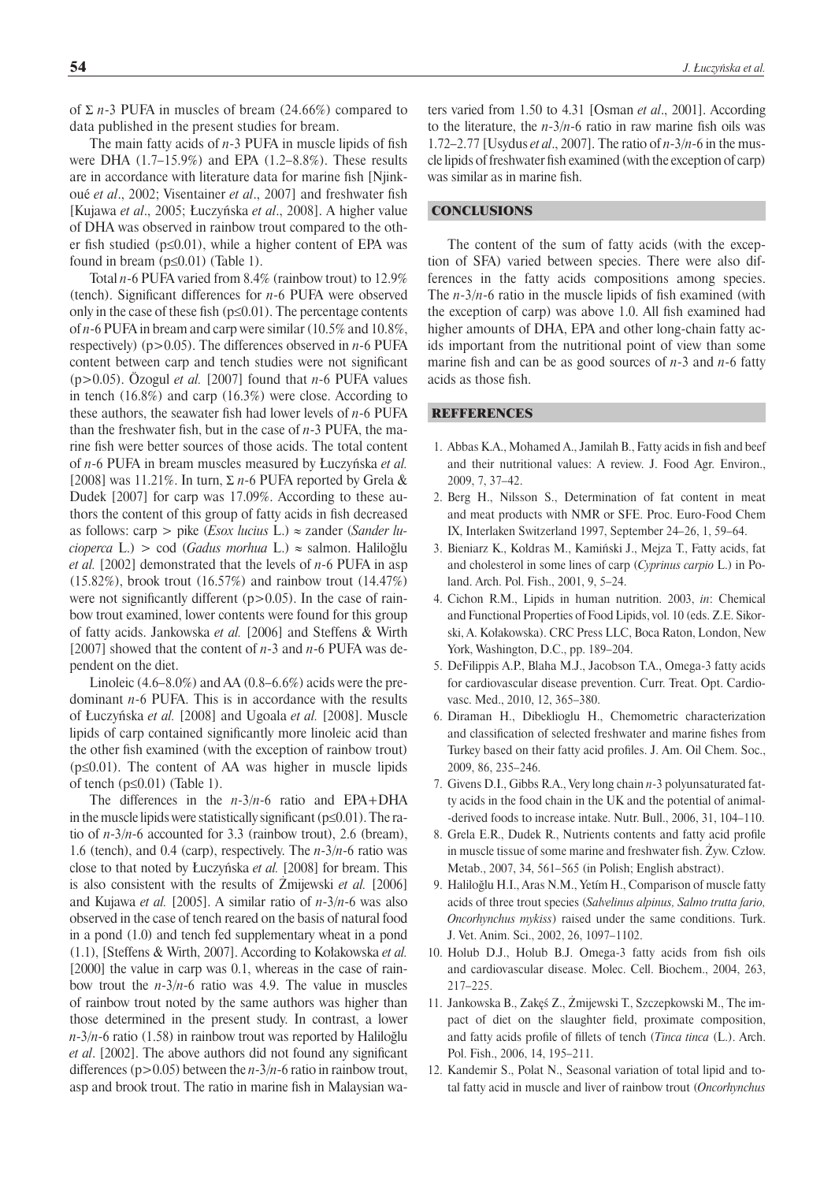of Σ $n$-3 PUFA in muscles of bream (24.66%) compared to data published in the present studies for bream.

The main fatty acids of $n$-3 PUFA in muscle lipids of fish were DHA (1.7–15.9%) and EPA (1.2–8.8%). These results are in accordance with literature data for marine fish [Njinkoué *et al*., 2002; Visentainer *et al*., 2007] and freshwater fish [Kujawa *et al*., 2005; Łuczyńska *et al*., 2008]. A higher value of DHA was observed in rainbow trout compared to the other fish studied ($p \leq 0.01$), while a higher content of EPA was found in bream ($p \leq 0.01$) (Table 1).

Total $n$-6 PUFA varied from 8.4% (rainbow trout) to 12.9% (tench). Significant differences for $n$-6 PUFA were observed only in the case of these fish ($p \leq 0.01$). The percentage contents of $n$-6 PUFA in bream and carp were similar (10.5% and 10.8%, respectively) ($p > 0.05$). The differences observed in $n$-6 PUFA content between carp and tench studies were not significant ($p > 0.05$). Özogul *et al.* [2007] found that $n$-6 PUFA values in tench (16.8%) and carp (16.3%) were close. According to these authors, the seawater fish had lower levels of $n$-6 PUFA than the freshwater fish, but in the case of $n$-3 PUFA, the marine fish were better sources of those acids. The total content of $n$-6 PUFA in bream muscles measured by Łuczyńska *et al.* [2008] was 11.21%. In turn, Σ $n$-6 PUFA reported by Grela & Dudek [2007] for carp was 17.09%. According to these authors the content of this group of fatty acids in fish decreased as follows: carp > pike (*Esox lucius* L.) ≈ zander (*Sander lucioperca* L.) > cod (*Gadus morhua* L.) ≈ salmon. Haliloğlu *et al.* [2002] demonstrated that the levels of $n$-6 PUFA in asp (15.82%), brook trout (16.57%) and rainbow trout (14.47%) were not significantly different ($p > 0.05$). In the case of rainbow trout examined, lower contents were found for this group of fatty acids. Jankowska *et al.* [2006] and Steffens & Wirth [2007] showed that the content of $n$-3 and $n$-6 PUFA was dependent on the diet.

Linoleic (4.6–8.0%) and AA (0.8–6.6%) acids were the predominant $n$-6 PUFA. This is in accordance with the results of Łuczyńska *et al.* [2008] and Ugoala *et al.* [2008]. Muscle lipids of carp contained significantly more linoleic acid than the other fish examined (with the exception of rainbow trout) ($p \leq 0.01$). The content of AA was higher in muscle lipids of tench ($p \leq 0.01$) (Table 1).

The differences in the $n$-3/$n$-6 ratio and EPA+DHA in the muscle lipids were statistically significant ($p \leq 0.01$). The ratio of $n$-3/$n$-6 accounted for 3.3 (rainbow trout), 2.6 (bream), 1.6 (tench), and 0.4 (carp), respectively. The $n$-3/$n$-6 ratio was close to that noted by Łuczyńska *et al.* [2008] for bream. This is also consistent with the results of Żmijewski *et al.* [2006] and Kujawa *et al.* [2005]. A similar ratio of $n$-3/$n$-6 was also observed in the case of tench reared on the basis of natural food in a pond (1.0) and tench fed supplementary wheat in a pond (1.1), [Steffens & Wirth, 2007]. According to Kołakowska *et al.* [2000] the value in carp was 0.1, whereas in the case of rainbow trout the $n$-3/$n$-6 ratio was 4.9. The value in muscles of rainbow trout noted by the same authors was higher than those determined in the present study. In contrast, a lower $n$-3/$n$-6 ratio (1.58) in rainbow trout was reported by Haliloğlu *et al*. [2002]. The above authors did not found any significant differences ($p > 0.05$) between the $n$-3/$n$-6 ratio in rainbow trout, asp and brook trout. The ratio in marine fish in Malaysian waters varied from 1.50 to 4.31 [Osman *et al*., 2001]. According to the literature, the $n$-3/$n$-6 ratio in raw marine fish oils was 1.72–2.77 [Usydus *et al*., 2007]. The ratio of $n$-3/$n$-6 in the muscle lipids of freshwater fish examined (with the exception of carp) was similar as in marine fish.

## CONCLUSIONS

The content of the sum of fatty acids (with the exception of SFA) varied between species. There were also differences in the fatty acids compositions among species. The $n$-3/$n$-6 ratio in the muscle lipids of fish examined (with the exception of carp) was above 1.0. All fish examined had higher amounts of DHA, EPA and other long-chain fatty acids important from the nutritional point of view than some marine fish and can be as good sources of $n$-3 and $n$-6 fatty acids as those fish.

## REFFERENCES

1. Abbas K.A., Mohamed A., Jamilah B., Fatty acids in fish and beef and their nutritional values: A review. J. Food Agr. Environ., 2009, 7, 37–42.
2. Berg H., Nilsson S., Determination of fat content in meat and meat products with NMR or SFE. Proc. Euro-Food Chem IX, Interlaken Switzerland 1997, September 24–26, 1, 59–64.
3. Bieniarz K., Kołdras M., Kamiński J., Mejza T., Fatty acids, fat and cholesterol in some lines of carp (*Cyprinus carpio* L.) in Poland. Arch. Pol. Fish., 2001, 9, 5–24.
4. Cichon R.M., Lipids in human nutrition. 2003, *in*: Chemical and Functional Properties of Food Lipids, vol. 10 (eds. Z.E. Sikorski, A. Kołakowska). CRC Press LLC, Boca Raton, London, New York, Washington, D.C., pp. 189–204.
5. DeFilippis A.P., Blaha M.J., Jacobson T.A., Omega-3 fatty acids for cardiovascular disease prevention. Curr. Treat. Opt. Cardiovasc. Med., 2010, 12, 365–380.
6. Diraman H., Dibeklioglu H., Chemometric characterization and classification of selected freshwater and marine fishes from Turkey based on their fatty acid profiles. J. Am. Oil Chem. Soc., 2009, 86, 235–246.
7. Givens D.I., Gibbs R.A., Very long chain $n$-3 polyunsaturated fatty acids in the food chain in the UK and the potential of animal-derived foods to increase intake. Nutr. Bull., 2006, 31, 104–110.
8. Grela E.R., Dudek R., Nutrients contents and fatty acid profile in muscle tissue of some marine and freshwater fish. Żyw. Człow. Metab., 2007, 34, 561–565 (in Polish; English abstract).
9. Haliloğlu H.I., Aras N.M., Yetím H., Comparison of muscle fatty acids of three trout species (*Salvelinus alpinus, Salmo trutta fario, Oncorhynchus mykiss*) raised under the same conditions. Turk. J. Vet. Anim. Sci., 2002, 26, 1097–1102.
10. Holub D.J., Holub B.J. Omega-3 fatty acids from fish oils and cardiovascular disease. Molec. Cell. Biochem., 2004, 263, 217–225.
11. Jankowska B., Zakęś Z., Żmijewski T., Szczepkowski M., The impact of diet on the slaughter field, proximate composition, and fatty acids profile of fillets of tench (*Tinca tinca* (L.). Arch. Pol. Fish., 2006, 14, 195–211.
12. Kandemir S., Polat N., Seasonal variation of total lipid and total fatty acid in muscle and liver of rainbow trout (*Oncorhynchus*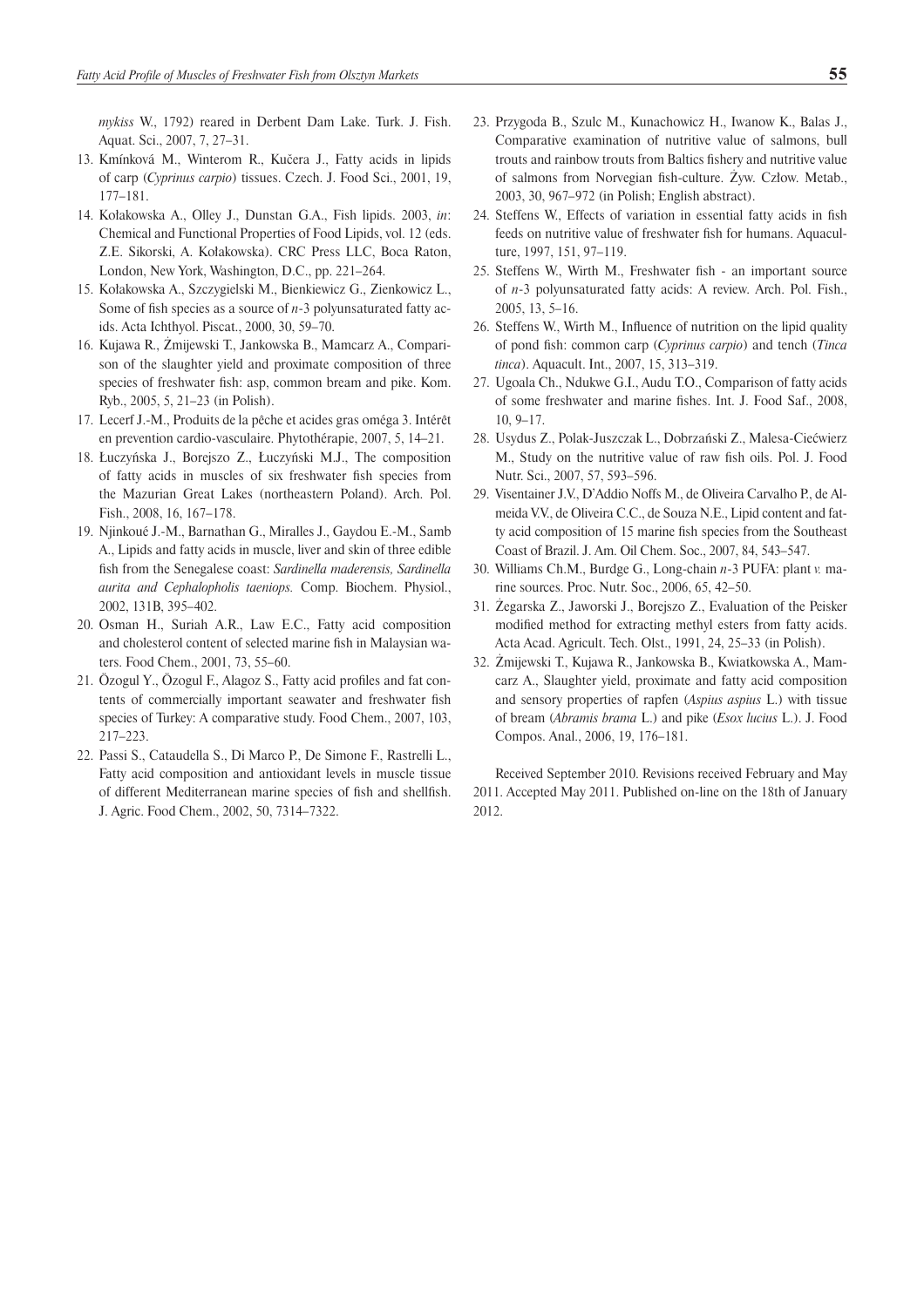*mykiss* W., 1792) reared in Derbent Dam Lake. Turk. J. Fish. Aquat. Sci., 2007, 7, 27–31.

13. Kmínková M., Winterom R., Kučera J., Fatty acids in lipids of carp (*Cyprinus carpio*) tissues. Czech. J. Food Sci., 2001, 19, 177–181.
14. Kołakowska A., Olley J., Dunstan G.A., Fish lipids. 2003, *in*: Chemical and Functional Properties of Food Lipids, vol. 12 (eds. Z.E. Sikorski, A. Kołakowska). CRC Press LLC, Boca Raton, London, New York, Washington, D.C., pp. 221–264.
15. Kołakowska A., Szczygielski M., Bienkiewicz G., Zienkowicz L., Some of fish species as a source of *n*-3 polyunsaturated fatty acids. Acta Ichthyol. Piscat., 2000, 30, 59–70.
16. Kujawa R., Żmijewski T., Jankowska B., Mamcarz A., Comparison of the slaughter yield and proximate composition of three species of freshwater fish: asp, common bream and pike. Kom. Ryb., 2005, 5, 21–23 (in Polish).
17. Lecerf J.-M., Produits de la pêche et acides gras oméga 3. Intérêt en prevention cardio-vasculaire. Phytothérapie, 2007, 5, 14–21.
18. Łuczyńska J., Borejszo Z., Łuczyński M.J., The composition of fatty acids in muscles of six freshwater fish species from the Mazurian Great Lakes (northeastern Poland). Arch. Pol. Fish., 2008, 16, 167–178.
19. Njinkoué J.-M., Barnathan G., Miralles J., Gaydou E.-M., Samb A., Lipids and fatty acids in muscle, liver and skin of three edible fish from the Senegalese coast: *Sardinella maderensis, Sardinella aurita and Cephalopholis taeniops.* Comp. Biochem. Physiol., 2002, 131B, 395–402.
20. Osman H., Suriah A.R., Law E.C., Fatty acid composition and cholesterol content of selected marine fish in Malaysian waters. Food Chem., 2001, 73, 55–60.
21. Özogul Y., Özogul F., Alagoz S., Fatty acid profiles and fat contents of commercially important seawater and freshwater fish species of Turkey: A comparative study. Food Chem., 2007, 103, 217–223.
22. Passi S., Cataudella S., Di Marco P., De Simone F., Rastrelli L., Fatty acid composition and antioxidant levels in muscle tissue of different Mediterranean marine species of fish and shellfish. J. Agric. Food Chem., 2002, 50, 7314–7322.
23. Przygoda B., Szulc M., Kunachowicz H., Iwanow K., Balas J., Comparative examination of nutritive value of salmons, bull trouts and rainbow trouts from Baltics fishery and nutritive value of salmons from Norvegian fish-culture. Żyw. Człow. Metab., 2003, 30, 967–972 (in Polish; English abstract).
24. Steffens W., Effects of variation in essential fatty acids in fish feeds on nutritive value of freshwater fish for humans. Aquaculture, 1997, 151, 97–119.
25. Steffens W., Wirth M., Freshwater fish - an important source of *n*-3 polyunsaturated fatty acids: A review. Arch. Pol. Fish., 2005, 13, 5–16.
26. Steffens W., Wirth M., Influence of nutrition on the lipid quality of pond fish: common carp (*Cyprinus carpio*) and tench (*Tinca tinca*). Aquacult. Int., 2007, 15, 313–319.
27. Ugoala Ch., Ndukwe G.I., Audu T.O., Comparison of fatty acids of some freshwater and marine fishes. Int. J. Food Saf., 2008, 10, 9–17.
28. Usydus Z., Polak-Juszczak L., Dobrzański Z., Malesa-Ciećwierz M., Study on the nutritive value of raw fish oils. Pol. J. Food Nutr. Sci., 2007, 57, 593–596.
29. Visentainer J.V., D'Addio Noffs M., de Oliveira Carvalho P., de Almeida V.V., de Oliveira C.C., de Souza N.E., Lipid content and fatty acid composition of 15 marine fish species from the Southeast Coast of Brazil. J. Am. Oil Chem. Soc., 2007, 84, 543–547.
30. Williams Ch.M., Burdge G., Long-chain *n*-3 PUFA: plant *v.* marine sources. Proc. Nutr. Soc., 2006, 65, 42–50.
31. Żegarska Z., Jaworski J., Borejszo Z., Evaluation of the Peisker modified method for extracting methyl esters from fatty acids. Acta Acad. Agricult. Tech. Olst., 1991, 24, 25–33 (in Polish).
32. Żmijewski T., Kujawa R., Jankowska B., Kwiatkowska A., Mamcarz A., Slaughter yield, proximate and fatty acid composition and sensory properties of rapfen (*Aspius aspius* L.) with tissue of bream (*Abramis brama* L.) and pike (*Esox lucius* L.). J. Food Compos. Anal., 2006, 19, 176–181.

Received September 2010. Revisions received February and May 2011. Accepted May 2011. Published on-line on the 18th of January 2012.